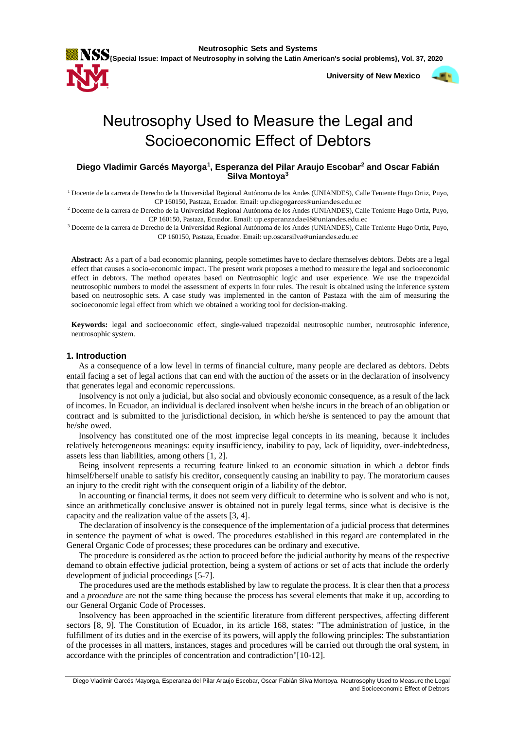# Neutrosophy Used to Measure the Legal and Socioeconomic Effect of Debtors

**Diego Vladimir Garcés Mayorga[1], Esperanza del Pilar Araujo Escobar[2] and Oscar Fabián Silva Montoya[3]**

[1] Docente de la carrera de Derecho de la Universidad Regional Autónoma de los Andes (UNIANDES), Calle Teniente Hugo Ortiz, Puyo, CP 160150, Pastaza, Ecuador. Email: up.diegogarces@uniandes.edu.ec

[2] Docente de la carrera de Derecho de la Universidad Regional Autónoma de los Andes (UNIANDES), Calle Teniente Hugo Ortiz, Puyo, CP 160150, Pastaza, Ecuador. Email: up.esperanzadae48@uniandes.edu.ec

[3] Docente de la carrera de Derecho de la Universidad Regional Autónoma de los Andes (UNIANDES), Calle Teniente Hugo Ortiz, Puyo, CP 160150, Pastaza, Ecuador. Email: up.oscarsilva@uniandes.edu.ec

**Abstract:** As a part of a bad economic planning, people sometimes have to declare themselves debtors. Debts are a legal effect that causes a socio-economic impact. The present work proposes a method to measure the legal and socioeconomic effect in debtors. The method operates based on Neutrosophic logic and user experience. We use the trapezoidal neutrosophic numbers to model the assessment of experts in four rules. The result is obtained using the inference system based on neutrosophic sets. A case study was implemented in the canton of Pastaza with the aim of measuring the socioeconomic legal effect from which we obtained a working tool for decision-making.

**Keywords:** legal and socioeconomic effect, single-valued trapezoidal neutrosophic number, neutrosophic inference, neutrosophic system.

## 1. Introduction

As a consequence of a low level in terms of financial culture, many people are declared as debtors. Debts entail facing a set of legal actions that can end with the auction of the assets or in the declaration of insolvency that generates legal and economic repercussions.

Insolvency is not only a judicial, but also social and obviously economic consequence, as a result of the lack of incomes. In Ecuador, an individual is declared insolvent when he/she incurs in the breach of an obligation or contract and is submitted to the jurisdictional decision, in which he/she is sentenced to pay the amount that he/she owed.

Insolvency has constituted one of the most imprecise legal concepts in its meaning, because it includes relatively heterogeneous meanings: equity insufficiency, inability to pay, lack of liquidity, over-indebtedness, assets less than liabilities, among others [1, 2].

Being insolvent represents a recurring feature linked to an economic situation in which a debtor finds himself/herself unable to satisfy his creditor, consequently causing an inability to pay. The moratorium causes an injury to the credit right with the consequent origin of a liability of the debtor.

In accounting or financial terms, it does not seem very difficult to determine who is solvent and who is not, since an arithmetically conclusive answer is obtained not in purely legal terms, since what is decisive is the capacity and the realization value of the assets [3, 4].

The declaration of insolvency is the consequence of the implementation of a judicial process that determines in sentence the payment of what is owed. The procedures established in this regard are contemplated in the General Organic Code of processes; these procedures can be ordinary and executive.

The procedure is considered as the action to proceed before the judicial authority by means of the respective demand to obtain effective judicial protection, being a system of actions or set of acts that include the orderly development of judicial proceedings [5-7].

The procedures used are the methods established by law to regulate the process. It is clear then that a *process* and a *procedure* are not the same thing because the process has several elements that make it up, according to our General Organic Code of Processes.

Insolvency has been approached in the scientific literature from different perspectives, affecting different sectors [8, 9]. The Constitution of Ecuador, in its article 168, states: "The administration of justice, in the fulfillment of its duties and in the exercise of its powers, will apply the following principles: The substantiation of the processes in all matters, instances, stages and procedures will be carried out through the oral system, in accordance with the principles of concentration and contradiction"[10-12].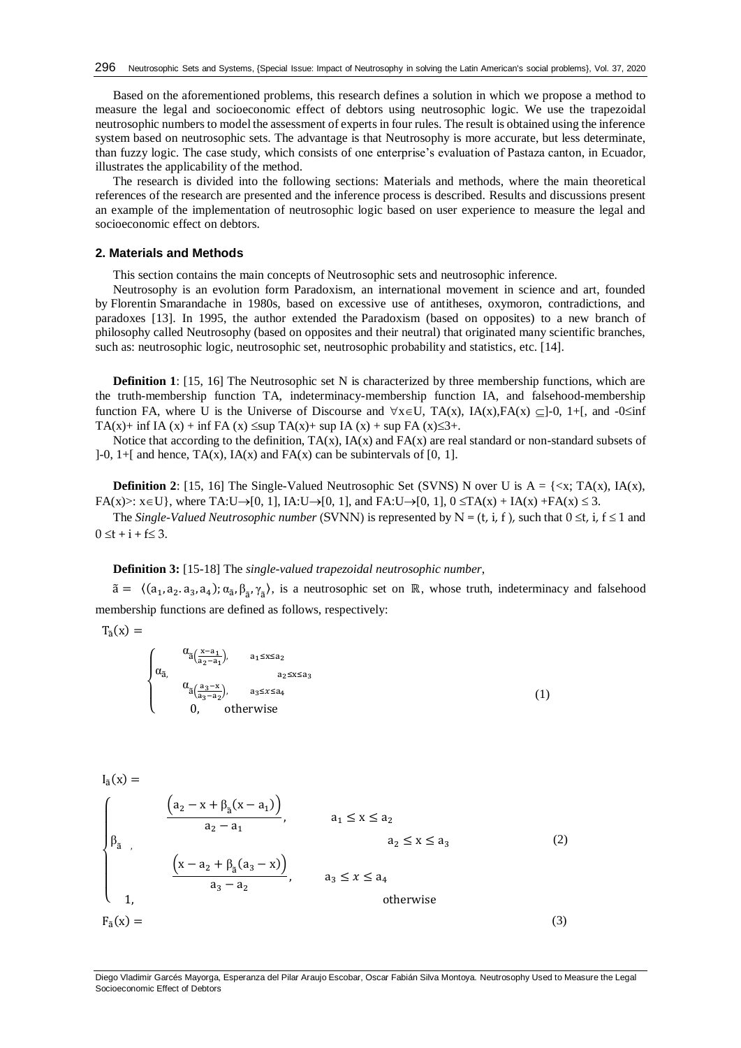Based on the aforementioned problems, this research defines a solution in which we propose a method to measure the legal and socioeconomic effect of debtors using neutrosophic logic. We use the trapezoidal neutrosophic numbers to model the assessment of experts in four rules. The result is obtained using the inference system based on neutrosophic sets. The advantage is that Neutrosophy is more accurate, but less determinate, than fuzzy logic. The case study, which consists of one enterprise's evaluation of Pastaza canton, in Ecuador, illustrates the applicability of the method.

The research is divided into the following sections: Materials and methods, where the main theoretical references of the research are presented and the inference process is described. Results and discussions present an example of the implementation of neutrosophic logic based on user experience to measure the legal and socioeconomic effect on debtors.

## 2. Materials and Methods

This section contains the main concepts of Neutrosophic sets and neutrosophic inference.

Neutrosophy is an evolution form Paradoxism, an international movement in science and art, founded by Florentin Smarandache in 1980s, based on excessive use of antitheses, oxymoron, contradictions, and paradoxes [13]. In 1995, the author extended the Paradoxism (based on opposites) to a new branch of philosophy called Neutrosophy (based on opposites and their neutral) that originated many scientific branches, such as: neutrosophic logic, neutrosophic set, neutrosophic probability and statistics, etc. [14].

**Definition 1**: [15, 16] The Neutrosophic set N is characterized by three membership functions, which are the truth-membership function TA, indeterminacy-membership function IA, and falsehood-membership function FA, where U is the Universe of Discourse and $\forall x \in U$, $TA(x), IA(x), FA(x) \subseteq ]^{-}0, 1^{+}[$, and $^{-}0 \leq \inf TA(x) + \inf IA(x) + \inf FA(x) \leq \sup TA(x) + \sup IA(x) + \sup FA(x) \leq 3^{+}$.

Notice that according to the definition, TA(x), IA(x) and FA(x) are real standard or non-standard subsets of $]^{-}0, 1^{+}[$ and hence, TA(x), IA(x) and FA(x) can be subintervals of [0, 1].

**Definition 2**: [15, 16] The Single-Valued Neutrosophic Set (SVNS) N over U is $A = \{<x; TA(x), IA(x), FA(x)>: x \in U\}$, where $TA: U \rightarrow [0, 1]$, $IA: U \rightarrow [0, 1]$, and $FA: U \rightarrow [0, 1]$, $0 \leq TA(x) + IA(x) + FA(x) \leq 3$.

The *Single-Valued Neutrosophic number* (SVNN) is represented by $N = (t, i, f)$, such that $0 \leq t, i, f \leq 1$ and $0 \leq t + i + f \leq 3$.

**Definition 3:** [15-18] The *single-valued trapezoidal neutrosophic number*,

$\tilde{a} = \langle (a_1, a_2. a_3, a_4); \alpha_{\tilde{a}}, \beta_{\tilde{a}}, \gamma_{\tilde{a}} \rangle$, is a neutrosophic set on $\mathbb{R}$, whose truth, indeterminacy and falsehood membership functions are defined as follows, respectively:

$$T_{\tilde{a}}(x) = \begin{cases} \alpha_{\tilde{a}}\left(\frac{x-a_1}{a_2-a_1}\right), & a_1 \leq x \leq a_2 \\ \alpha_{\tilde{a}}, & a_2 \leq x \leq a_3 \\ \alpha_{\tilde{a}}\left(\frac{a_3-x}{a_3-a_2}\right), & a_3 \leq x \leq a_4 \\ 0, & \text{otherwise} \end{cases} \tag{1}$$

$$I_{\tilde{a}}(x) = \begin{cases} \frac{\left(a_2 - x + \beta_{\tilde{a}}(x - a_1)\right)}{a_2 - a_1}, & a_1 \leq x \leq a_2 \\ \beta_{\tilde{a}}, & a_2 \leq x \leq a_3 \\ \frac{\left(x - a_2 + \beta_{\tilde{a}}(a_3 - x)\right)}{a_3 - a_2}, & a_3 \leq x \leq a_4 \\ 1, & \text{otherwise} \end{cases} \tag{2}$$

$$F_{\tilde{a}}(x) = \tag{3}$$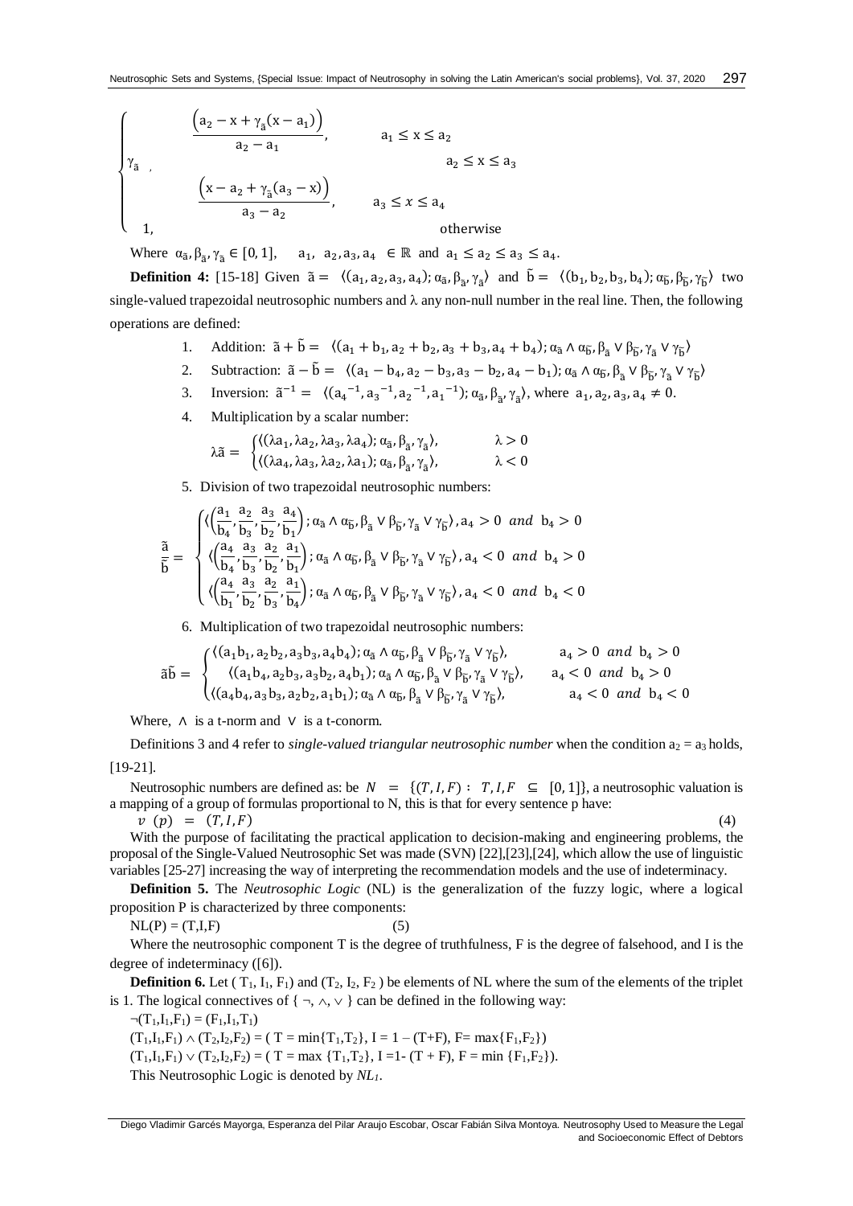$$
\begin{cases}
\gamma_{\tilde{a}} & \\
 & \dfrac{\left(a_2 - x + \gamma_{\tilde{a}}(x - a_1)\right)}{a_2 - a_1}, \quad a_1 \le x \le a_2 \\
 & \quad a_2 \le x \le a_3 \\
 & \dfrac{\left(x - a_2 + \gamma_{\tilde{a}}(a_3 - x)\right)}{a_3 - a_2}, \quad a_3 \le x \le a_4 \\
1, & \text{otherwise}
\end{cases}
$$

Where $\alpha_{\tilde{a}}, \beta_{\tilde{a}}, \gamma_{\tilde{a}} \in [0,1]$, $a_1, a_2, a_3, a_4 \in \mathbb{R}$ and $a_1 \le a_2 \le a_3 \le a_4$.

**Definition 4:** [15-18] Given $\tilde{a} = \langle (a_1, a_2, a_3, a_4); \alpha_{\tilde{a}}, \beta_{\tilde{a}}, \gamma_{\tilde{a}} \rangle$ and $\tilde{b} = \langle (b_1, b_2, b_3, b_4); \alpha_{\tilde{b}}, \beta_{\tilde{b}}, \gamma_{\tilde{b}} \rangle$ two single-valued trapezoidal neutrosophic numbers and λ any non-null number in the real line. Then, the following operations are defined:

1. Addition: $\tilde{a} + \tilde{b} = \langle (a_1 + b_1, a_2 + b_2, a_3 + b_3, a_4 + b_4); \alpha_{\tilde{a}} \wedge \alpha_{\tilde{b}}, \beta_{\tilde{a}} \vee \beta_{\tilde{b}}, \gamma_{\tilde{a}} \vee \gamma_{\tilde{b}} \rangle$
2. Subtraction: $\tilde{a} - \tilde{b} = \langle (a_1 - b_4, a_2 - b_3, a_3 - b_2, a_4 - b_1); \alpha_{\tilde{a}} \wedge \alpha_{\tilde{b}}, \beta_{\tilde{a}} \vee \beta_{\tilde{b}}, \gamma_{\tilde{a}} \vee \gamma_{\tilde{b}} \rangle$
3. Inversion: $\tilde{a}^{-1} = \langle (a_4^{-1}, a_3^{-1}, a_2^{-1}, a_1^{-1}); \alpha_{\tilde{a}}, \beta_{\tilde{a}}, \gamma_{\tilde{a}} \rangle$, where $a_1, a_2, a_3, a_4 \neq 0$.
4. Multiplication by a scalar number:

$$
\lambda\tilde{a} = \begin{cases} \langle (\lambda a_1, \lambda a_2, \lambda a_3, \lambda a_4); \alpha_{\tilde{a}}, \beta_{\tilde{a}}, \gamma_{\tilde{a}} \rangle, & \lambda > 0 \\ \langle (\lambda a_4, \lambda a_3, \lambda a_2, \lambda a_1); \alpha_{\tilde{a}}, \beta_{\tilde{a}}, \gamma_{\tilde{a}} \rangle, & \lambda < 0 \end{cases}
$$

5. Division of two trapezoidal neutrosophic numbers:

$$
\frac{\tilde{a}}{\tilde{b}} = \begin{cases} \langle \left(\frac{a_1}{b_4}, \frac{a_2}{b_3}, \frac{a_3}{b_2}, \frac{a_4}{b_1}\right); \alpha_{\tilde{a}} \wedge \alpha_{\tilde{b}}, \beta_{\tilde{a}} \vee \beta_{\tilde{b}}, \gamma_{\tilde{a}} \vee \gamma_{\tilde{b}} \rangle, a_4 > 0 \ \ and \ \ b_4 > 0 \\ \langle \left(\frac{a_4}{b_4}, \frac{a_3}{b_3}, \frac{a_2}{b_2}, \frac{a_1}{b_1}\right); \alpha_{\tilde{a}} \wedge \alpha_{\tilde{b}}, \beta_{\tilde{a}} \vee \beta_{\tilde{b}}, \gamma_{\tilde{a}} \vee \gamma_{\tilde{b}} \rangle, a_4 < 0 \ \ and \ \ b_4 > 0 \\ \langle \left(\frac{a_4}{b_1}, \frac{a_3}{b_2}, \frac{a_2}{b_3}, \frac{a_1}{b_4}\right); \alpha_{\tilde{a}} \wedge \alpha_{\tilde{b}}, \beta_{\tilde{a}} \vee \beta_{\tilde{b}}, \gamma_{\tilde{a}} \vee \gamma_{\tilde{b}} \rangle, a_4 < 0 \ \ and \ \ b_4 < 0 \end{cases}
$$

6. Multiplication of two trapezoidal neutrosophic numbers:

$$
\tilde{a}\tilde{b} = \begin{cases} \langle (a_1 b_1, a_2 b_2, a_3 b_3, a_4 b_4); \alpha_{\tilde{a}} \wedge \alpha_{\tilde{b}}, \beta_{\tilde{a}} \vee \beta_{\tilde{b}}, \gamma_{\tilde{a}} \vee \gamma_{\tilde{b}} \rangle, & a_4 > 0 \ \ and \ \ b_4 > 0 \\ \langle (a_1 b_4, a_2 b_3, a_3 b_2, a_4 b_1); \alpha_{\tilde{a}} \wedge \alpha_{\tilde{b}}, \beta_{\tilde{a}} \vee \beta_{\tilde{b}}, \gamma_{\tilde{a}} \vee \gamma_{\tilde{b}} \rangle, & a_4 < 0 \ \ and \ \ b_4 > 0 \\ \langle (a_4 b_4, a_3 b_3, a_2 b_2, a_1 b_1); \alpha_{\tilde{a}} \wedge \alpha_{\tilde{b}}, \beta_{\tilde{a}} \vee \beta_{\tilde{b}}, \gamma_{\tilde{a}} \vee \gamma_{\tilde{b}} \rangle, & a_4 < 0 \ \ and \ \ b_4 < 0 \end{cases}
$$

Where, $\wedge$ is a t-norm and $\vee$ is a t-conorm.

Definitions 3 and 4 refer to *single-valued triangular neutrosophic number* when the condition $a_2 = a_3$ holds, [19-21].

Neutrosophic numbers are defined as: be $N = \{(T, I, F) : T, I, F \subseteq [0, 1]\}$, a neutrosophic valuation is a mapping of a group of formulas proportional to N, this is that for every sentence p have:

$$
v\ (p) = (T, I, F) \tag{4}
$$

With the purpose of facilitating the practical application to decision-making and engineering problems, the proposal of the Single-Valued Neutrosophic Set was made (SVN) [22],[23],[24], which allow the use of linguistic variables [25-27] increasing the way of interpreting the recommendation models and the use of indeterminacy.

**Definition 5.** The *Neutrosophic Logic* (NL) is the generalization of the fuzzy logic, where a logical proposition P is characterized by three components:

$$
NL(P) = (T,I,F) \tag{5}
$$

Where the neutrosophic component T is the degree of truthfulness, F is the degree of falsehood, and I is the degree of indeterminacy ([6]).

**Definition 6.** Let $(T_1, I_1, F_1)$ and $(T_2, I_2, F_2)$ be elements of NL where the sum of the elements of the triplet is 1. The logical connectives of $\{\neg, \wedge, \vee\}$ can be defined in the following way:

$\neg(T_1,I_1,F_1) = (F_1,I_1,T_1)$

$(T_1,I_1,F_1) \wedge (T_2,I_2,F_2) = (T = \min\{T_1,T_2\}, I = 1 - (T+F), F = \max\{F_1,F_2\})$

$(T_1,I_1,F_1) \vee (T_2,I_2,F_2) = (T = \max\{T_1,T_2\}, I = 1 - (T + F), F = \min\{F_1,F_2\})$.

This Neutrosophic Logic is denoted by $NL_1$.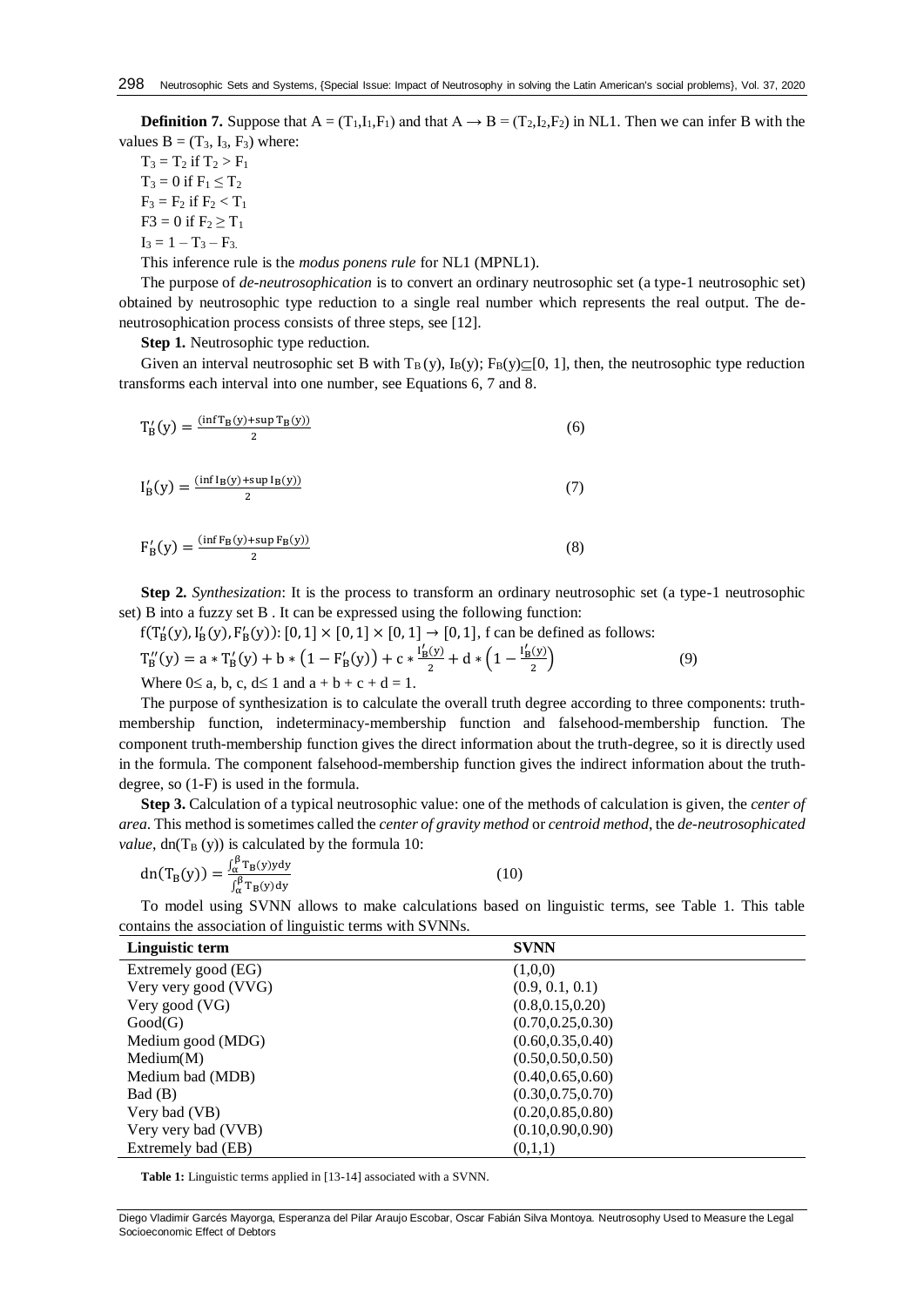**Definition 7.** Suppose that $A = (T_1,I_1,F_1)$ and that $A \rightarrow B = (T_2,I_2,F_2)$ in NL1. Then we can infer B with the values $B = (T_3, I_3, F_3)$ where:

$T_3 = T_2$ if $T_2 > F_1$

$T_3 = 0$ if $F_1 \leq T_2$

$F_3 = F_2$ if $F_2 < T_1$

$F3 = 0$ if $F_2 \geq T_1$

$I_3 = 1 - T_3 - F_3$.

This inference rule is the *modus ponens rule* for NL1 (MPNL1).

The purpose of *de-neutrosophication* is to convert an ordinary neutrosophic set (a type-1 neutrosophic set) obtained by neutrosophic type reduction to a single real number which represents the real output. The de-neutrosophication process consists of three steps, see [12].

**Step 1.** Neutrosophic type reduction.

Given an interval neutrosophic set B with $T_B(y)$, $I_B(y)$; $F_B(y) \subseteq [0, 1]$, then, the neutrosophic type reduction transforms each interval into one number, see Equations 6, 7 and 8.

$$T'_B(y) = \frac{(\inf T_B(y) + \sup T_B(y))}{2} \tag{6}$$

$$I'_B(y) = \frac{(\inf I_B(y) + \sup I_B(y))}{2} \tag{7}$$

$$F'_B(y) = \frac{(\inf F_B(y) + \sup F_B(y))}{2} \tag{8}$$

**Step 2.** *Synthesization*: It is the process to transform an ordinary neutrosophic set (a type-1 neutrosophic set) B into a fuzzy set B . It can be expressed using the following function:

$f(T'_B(y), I'_B(y), F'_B(y)): [0,1] \times [0,1] \times [0,1] \rightarrow [0,1]$, f can be defined as follows:

$$T''_B(y) = a * T'_B(y) + b * \left(1 - F'_B(y)\right) + c * \frac{I'_B(y)}{2} + d * \left(1 - \frac{I'_B(y)}{2}\right) \tag{9}$$

Where $0 \leq a, b, c, d \leq 1$ and $a + b + c + d = 1$.

The purpose of synthesization is to calculate the overall truth degree according to three components: truth-membership function, indeterminacy-membership function and falsehood-membership function. The component truth-membership function gives the direct information about the truth-degree, so it is directly used in the formula. The component falsehood-membership function gives the indirect information about the truth-degree, so (1-F) is used in the formula.

**Step 3.** Calculation of a typical neutrosophic value: one of the methods of calculation is given, the *center of area*. This method is sometimes called the *center of gravity method* or *centroid method*, the *de-neutrosophicated value*, $dn(T_B(y))$ is calculated by the formula 10:

$$dn(T_B(y)) = \frac{\int_\alpha^\beta T_B(y) y dy}{\int_\alpha^\beta T_B(y) dy} \tag{10}$$

To model using SVNN allows to make calculations based on linguistic terms, see Table 1. This table contains the association of linguistic terms with SVNNs.

| Linguistic term | SVNN |
|---|---|
| Extremely good (EG) | (1,0,0) |
| Very very good (VVG) | (0.9, 0.1, 0.1) |
| Very good (VG) | (0.8,0.15,0.20) |
| Good(G) | (0.70,0.25,0.30) |
| Medium good (MDG) | (0.60,0.35,0.40) |
| Medium(M) | (0.50,0.50,0.50) |
| Medium bad (MDB) | (0.40,0.65,0.60) |
| Bad (B) | (0.30,0.75,0.70) |
| Very bad (VB) | (0.20,0.85,0.80) |
| Very very bad (VVB) | (0.10,0.90,0.90) |
| Extremely bad (EB) | (0,1,1) |

**Table 1:** Linguistic terms applied in [13-14] associated with a SVNN.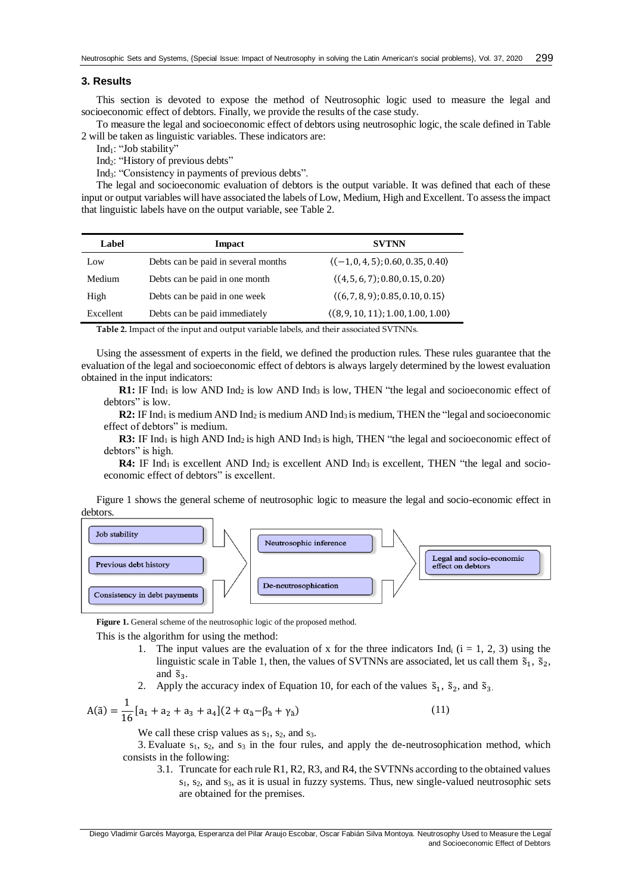## 3. Results

This section is devoted to expose the method of Neutrosophic logic used to measure the legal and socioeconomic effect of debtors. Finally, we provide the results of the case study.

To measure the legal and socioeconomic effect of debtors using neutrosophic logic, the scale defined in Table 2 will be taken as linguistic variables. These indicators are:

$Ind_1$: "Job stability"

$Ind_2$: "History of previous debts"

$Ind_3$: "Consistency in payments of previous debts".

The legal and socioeconomic evaluation of debtors is the output variable. It was defined that each of these input or output variables will have associated the labels of Low, Medium, High and Excellent. To assess the impact that linguistic labels have on the output variable, see Table 2.

| Label | Impact | SVTNN |
|---|---|---|
| Low | Debts can be paid in several months | $\langle(-1,0,4,5);0.60,0.35,0.40\rangle$ |
| Medium | Debts can be paid in one month | $\langle(4,5,6,7);0.80,0.15,0.20\rangle$ |
| High | Debts can be paid in one week | $\langle(6,7,8,9);0.85,0.10,0.15\rangle$ |
| Excellent | Debts can be paid immediately | $\langle(8,9,10,11);1.00,1.00,1.00\rangle$ |

**Table 2.** Impact of the input and output variable labels, and their associated SVTNNs.

Using the assessment of experts in the field, we defined the production rules. These rules guarantee that the evaluation of the legal and socioeconomic effect of debtors is always largely determined by the lowest evaluation obtained in the input indicators:

**R1:** IF $Ind_1$ is low AND $Ind_2$ is low AND $Ind_3$ is low, THEN "the legal and socioeconomic effect of debtors" is low.

**R2:** IF $Ind_1$ is medium AND $Ind_2$ is medium AND $Ind_3$ is medium, THEN the "legal and socioeconomic effect of debtors" is medium.

**R3:** IF $Ind_1$ is high AND $Ind_2$ is high AND $Ind_3$ is high, THEN "the legal and socioeconomic effect of debtors" is high.

**R4:** IF $Ind_1$ is excellent AND $Ind_2$ is excellent AND $Ind_3$ is excellent, THEN "the legal and socio-economic effect of debtors" is excellent.

Figure 1 shows the general scheme of neutrosophic logic to measure the legal and socio-economic effect in debtors.

Job stability

Previous debt history

Consistency in debt payments

Neutrosophic inference

De-neutrosophication

Legal and socio-economic effect on debtors

**Figure 1.** General scheme of the neutrosophic logic of the proposed method.

This is the algorithm for using the method:

1. The input values are the evaluation of x for the three indicators $Ind_i$ ($i = 1, 2, 3$) using the linguistic scale in Table 1, then, the values of SVTNNs are associated, let us call them $\tilde{s}_1$, $\tilde{s}_2$, and $\tilde{s}_3$.
2. Apply the accuracy index of Equation 10, for each of the values $\tilde{s}_1$, $\tilde{s}_2$, and $\tilde{s}_3$.

$$A(\tilde{a}) = \frac{1}{16}[a_1 + a_2 + a_3 + a_4](2 + \alpha_{\tilde{a}} - \beta_{\tilde{a}} + \gamma_{\tilde{a}}) \quad (11)$$

We call these crisp values as $s_1$, $s_2$, and $s_3$.

3. Evaluate $s_1$, $s_2$, and $s_3$ in the four rules, and apply the de-neutrosophication method, which consists in the following:
   3.1. Truncate for each rule R1, R2, R3, and R4, the SVTNNs according to the obtained values $s_1$, $s_2$, and $s_3$, as it is usual in fuzzy systems. Thus, new single-valued neutrosophic sets are obtained for the premises.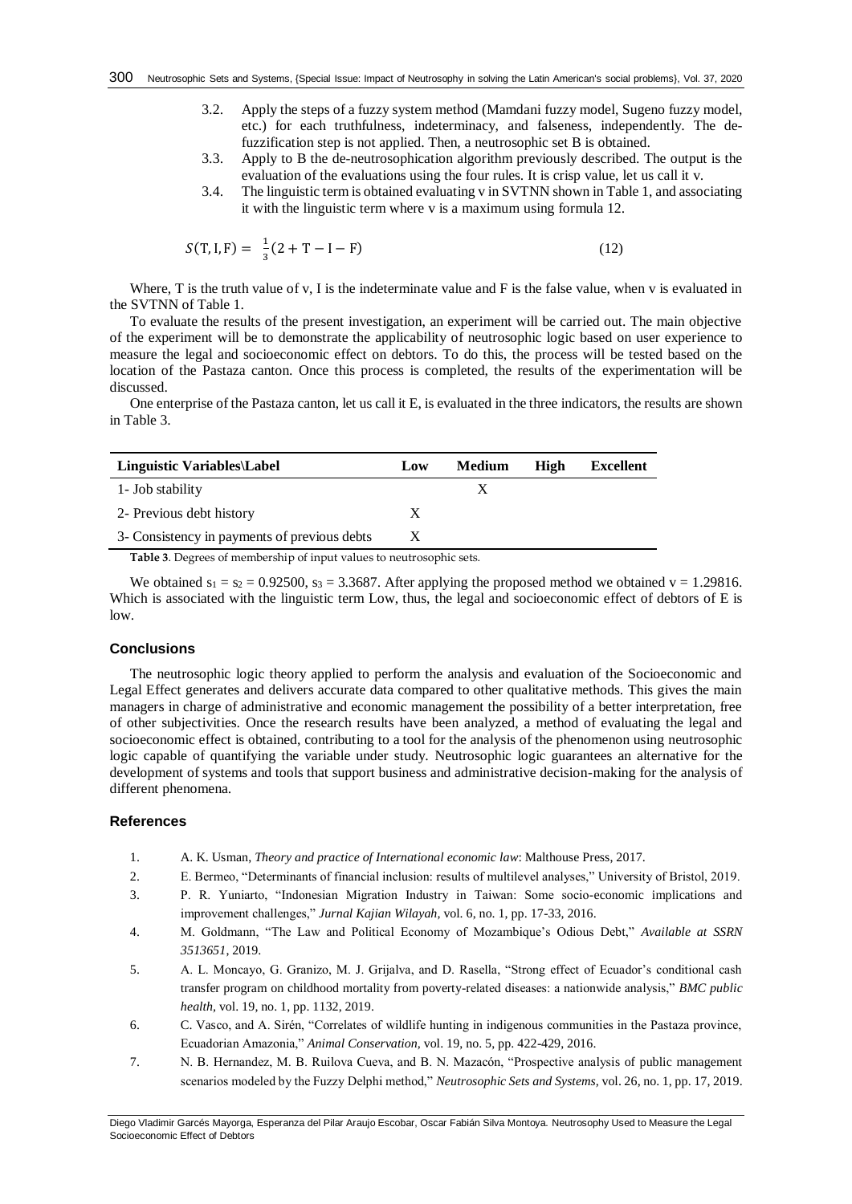3.2. Apply the steps of a fuzzy system method (Mamdani fuzzy model, Sugeno fuzzy model, etc.) for each truthfulness, indeterminacy, and falseness, independently. The de-fuzzification step is not applied. Then, a neutrosophic set B is obtained.

3.3. Apply to B the de-neutrosophication algorithm previously described. The output is the evaluation of the evaluations using the four rules. It is crisp value, let us call it v.

3.4. The linguistic term is obtained evaluating v in SVTNN shown in Table 1, and associating it with the linguistic term where v is a maximum using formula 12.

$$S(\mathrm{T},\mathrm{I},\mathrm{F}) = \frac{1}{3}(2+\mathrm{T}-\mathrm{I}-\mathrm{F}) \tag{12}$$

Where, T is the truth value of v, I is the indeterminate value and F is the false value, when v is evaluated in the SVTNN of Table 1.

To evaluate the results of the present investigation, an experiment will be carried out. The main objective of the experiment will be to demonstrate the applicability of neutrosophic logic based on user experience to measure the legal and socioeconomic effect on debtors. To do this, the process will be tested based on the location of the Pastaza canton. Once this process is completed, the results of the experimentation will be discussed.

One enterprise of the Pastaza canton, let us call it E, is evaluated in the three indicators, the results are shown in Table 3.

| Linguistic Variables\Label | Low | Medium | High | Excellent |
|---|---|---|---|---|
| 1- Job stability | | X | | |
| 2- Previous debt history | X | | | |
| 3- Consistency in payments of previous debts | X | | | |

**Table 3**. Degrees of membership of input values to neutrosophic sets.

We obtained $s_1 = s_2 = 0.92500$, $s_3 = 3.3687$. After applying the proposed method we obtained $v = 1.29816$. Which is associated with the linguistic term Low, thus, the legal and socioeconomic effect of debtors of E is low.

## Conclusions

The neutrosophic logic theory applied to perform the analysis and evaluation of the Socioeconomic and Legal Effect generates and delivers accurate data compared to other qualitative methods. This gives the main managers in charge of administrative and economic management the possibility of a better interpretation, free of other subjectivities. Once the research results have been analyzed, a method of evaluating the legal and socioeconomic effect is obtained, contributing to a tool for the analysis of the phenomenon using neutrosophic logic capable of quantifying the variable under study. Neutrosophic logic guarantees an alternative for the development of systems and tools that support business and administrative decision-making for the analysis of different phenomena.

## References

1. A. K. Usman, *Theory and practice of International economic law*: Malthouse Press, 2017.
2. E. Bermeo, "Determinants of financial inclusion: results of multilevel analyses," University of Bristol, 2019.
3. P. R. Yuniarto, "Indonesian Migration Industry in Taiwan: Some socio-economic implications and improvement challenges," *Jurnal Kajian Wilayah*, vol. 6, no. 1, pp. 17-33, 2016.
4. M. Goldmann, "The Law and Political Economy of Mozambique's Odious Debt," *Available at SSRN 3513651*, 2019.
5. A. L. Moncayo, G. Granizo, M. J. Grijalva, and D. Rasella, "Strong effect of Ecuador's conditional cash transfer program on childhood mortality from poverty-related diseases: a nationwide analysis," *BMC public health*, vol. 19, no. 1, pp. 1132, 2019.
6. C. Vasco, and A. Sirén, "Correlates of wildlife hunting in indigenous communities in the Pastaza province, Ecuadorian Amazonia," *Animal Conservation*, vol. 19, no. 5, pp. 422-429, 2016.
7. N. B. Hernandez, M. B. Ruilova Cueva, and B. N. Mazacón, "Prospective analysis of public management scenarios modeled by the Fuzzy Delphi method," *Neutrosophic Sets and Systems*, vol. 26, no. 1, pp. 17, 2019.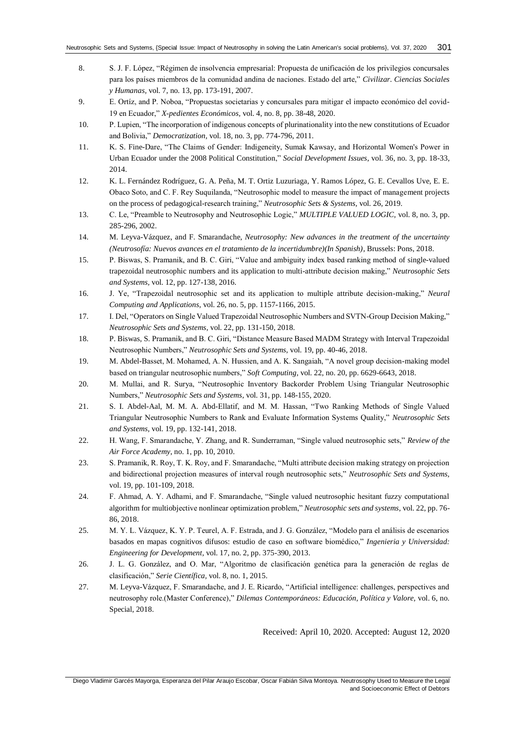8. S. J. F. López, "Régimen de insolvencia empresarial: Propuesta de unificación de los privilegios concursales para los países miembros de la comunidad andina de naciones. Estado del arte," *Civilizar. Ciencias Sociales y Humanas,* vol. 7, no. 13, pp. 173-191, 2007.
9. E. Ortíz, and P. Noboa, "Propuestas societarias y concursales para mitigar el impacto económico del covid-19 en Ecuador," *X-pedientes Económicos,* vol. 4, no. 8, pp. 38-48, 2020.
10. P. Lupien, "The incorporation of indigenous concepts of plurinationality into the new constitutions of Ecuador and Bolivia," *Democratization,* vol. 18, no. 3, pp. 774-796, 2011.
11. K. S. Fine-Dare, "The Claims of Gender: Indigeneity, Sumak Kawsay, and Horizontal Women's Power in Urban Ecuador under the 2008 Political Constitution," *Social Development Issues,* vol. 36, no. 3, pp. 18-33, 2014.
12. K. L. Fernández Rodríguez, G. A. Peña, M. T. Ortiz Luzuriaga, Y. Ramos López, G. E. Cevallos Uve, E. E. Obaco Soto, and C. F. Rey Suquilanda, "Neutrosophic model to measure the impact of management projects on the process of pedagogical-research training," *Neutrosophic Sets & Systems,* vol. 26, 2019.
13. C. Le, "Preamble to Neutrosophy and Neutrosophic Logic," *MULTIPLE VALUED LOGIC,* vol. 8, no. 3, pp. 285-296, 2002.
14. M. Leyva-Vázquez, and F. Smarandache, *Neutrosophy: New advances in the treatment of the uncertainty (Neutrosofía: Nuevos avances en el tratamiento de la incertidumbre)(In Spanish)*, Brussels: Pons, 2018.
15. P. Biswas, S. Pramanik, and B. C. Giri, "Value and ambiguity index based ranking method of single-valued trapezoidal neutrosophic numbers and its application to multi-attribute decision making," *Neutrosophic Sets and Systems,* vol. 12, pp. 127-138, 2016.
16. J. Ye, "Trapezoidal neutrosophic set and its application to multiple attribute decision-making," *Neural Computing and Applications,* vol. 26, no. 5, pp. 1157-1166, 2015.
17. I. Del, "Operators on Single Valued Trapezoidal Neutrosophic Numbers and SVTN-Group Decision Making," *Neutrosophic Sets and Systems*, vol. 22, pp. 131-150, 2018.
18. P. Biswas, S. Pramanik, and B. C. Giri, "Distance Measure Based MADM Strategy with Interval Trapezoidal Neutrosophic Numbers," *Neutrosophic Sets and Systems*, vol. 19, pp. 40-46, 2018.
19. M. Abdel-Basset, M. Mohamed, A. N. Hussien, and A. K. Sangaiah, "A novel group decision-making model based on triangular neutrosophic numbers," *Soft Computing,* vol. 22, no. 20, pp. 6629-6643, 2018.
20. M. Mullai, and R. Surya, "Neutrosophic Inventory Backorder Problem Using Triangular Neutrosophic Numbers," *Neutrosophic Sets and Systems*, vol. 31, pp. 148-155, 2020.
21. S. I. Abdel-Aal, M. M. A. Abd-Ellatif, and M. M. Hassan, "Two Ranking Methods of Single Valued Triangular Neutrosophic Numbers to Rank and Evaluate Information Systems Quality," *Neutrosophic Sets and Systems,* vol. 19, pp. 132-141, 2018.
22. H. Wang, F. Smarandache, Y. Zhang, and R. Sunderraman, "Single valued neutrosophic sets," *Review of the Air Force Academy*, no. 1, pp. 10, 2010.
23. S. Pramanik, R. Roy, T. K. Roy, and F. Smarandache, "Multi attribute decision making strategy on projection and bidirectional projection measures of interval rough neutrosophic sets," *Neutrosophic Sets and Systems*, vol. 19, pp. 101-109, 2018.
24. F. Ahmad, A. Y. Adhami, and F. Smarandache, "Single valued neutrosophic hesitant fuzzy computational algorithm for multiobjective nonlinear optimization problem," *Neutrosophic sets and systems*, vol. 22, pp. 76-86, 2018.
25. M. Y. L. Vázquez, K. Y. P. Teurel, A. F. Estrada, and J. G. González, "Modelo para el análisis de escenarios basados en mapas cognitivos difusos: estudio de caso en software biomédico," *Ingenieria y Universidad: Engineering for Development*, vol. 17, no. 2, pp. 375-390, 2013.
26. J. L. G. González, and O. Mar, "Algoritmo de clasificación genética para la generación de reglas de clasificación," *Serie Científica,* vol. 8, no. 1, 2015.
27. M. Leyva-Vázquez, F. Smarandache, and J. E. Ricardo, "Artificial intelligence: challenges, perspectives and neutrosophy role.(Master Conference)," *Dilemas Contemporáneos: Educación, Política y Valore,* vol. 6, no. Special, 2018.

Received: April 10, 2020. Accepted: August 12, 2020